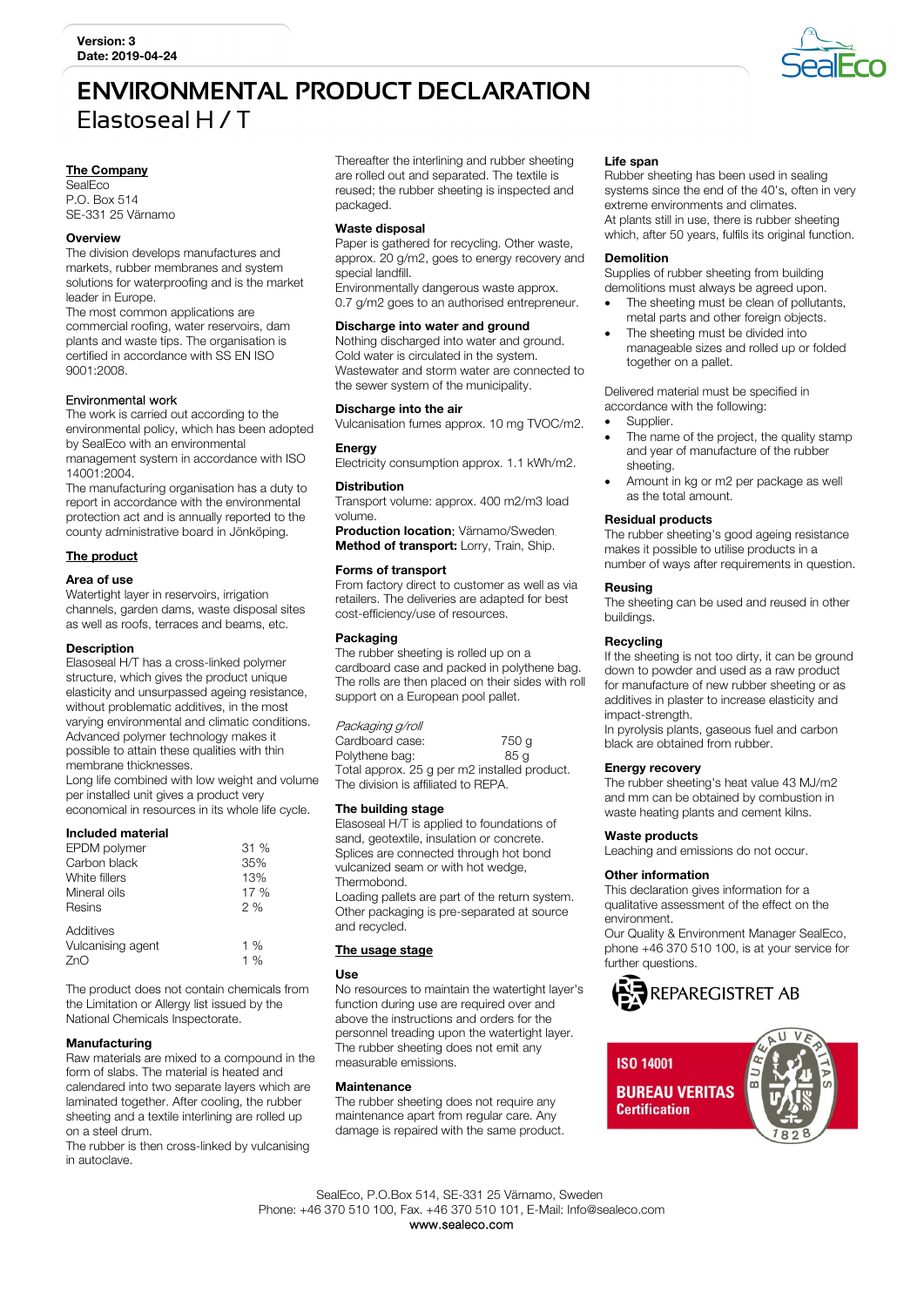Version: 3
Date: 2019-04-24

# ENVIRONMENTAL PRODUCT DECLARATION

## Elastoseal H / T

### The Company

SealEco
P.O. Box 514
SE-331 25 Värnamo

### Overview

The division develops manufactures and markets, rubber membranes and system solutions for waterproofing and is the market leader in Europe.
The most common applications are commercial roofing, water reservoirs, dam plants and waste tips. The organisation is certified in accordance with SS EN ISO 9001:2008.

### Environmental work

The work is carried out according to the environmental policy, which has been adopted by SealEco with an environmental management system in accordance with ISO 14001:2004.
The manufacturing organisation has a duty to report in accordance with the environmental protection act and is annually reported to the county administrative board in Jönköping.

### The product

### Area of use

Watertight layer in reservoirs, irrigation channels, garden dams, waste disposal sites as well as roofs, terraces and beams, etc.

### Description

Elasoseal H/T has a cross-linked polymer structure, which gives the product unique elasticity and unsurpassed ageing resistance, without problematic additives, in the most varying environmental and climatic conditions. Advanced polymer technology makes it possible to attain these qualities with thin membrane thicknesses.
Long life combined with low weight and volume per installed unit gives a product very economical in resources in its whole life cycle.

### Included material

| | |
|---|---|
| EPDM polymer | 31 % |
| Carbon black | 35% |
| White fillers | 13% |
| Mineral oils | 17 % |
| Resins | 2 % |

Additives

| | |
|---|---|
| Vulcanising agent | 1 % |
| ZnO | 1 % |

The product does not contain chemicals from the Limitation or Allergy list issued by the National Chemicals Inspectorate.

### Manufacturing

Raw materials are mixed to a compound in the form of slabs. The material is heated and calendared into two separate layers which are laminated together. After cooling, the rubber sheeting and a textile interlining are rolled up on a steel drum.
The rubber is then cross-linked by vulcanising in autoclave.
Thereafter the interlining and rubber sheeting are rolled out and separated. The textile is reused; the rubber sheeting is inspected and packaged.

### Waste disposal

Paper is gathered for recycling. Other waste, approx. 20 g/m2, goes to energy recovery and special landfill.
Environmentally dangerous waste approx. 0.7 g/m2 goes to an authorised entrepreneur.

### Discharge into water and ground

Nothing discharged into water and ground. Cold water is circulated in the system. Wastewater and storm water are connected to the sewer system of the municipality.

### Discharge into the air

Vulcanisation fumes approx. 10 mg TVOC/m2.

### Energy

Electricity consumption approx. 1.1 kWh/m2.

### Distribution

Transport volume: approx. 400 m2/m3 load volume.
**Production location**: Värnamo/Sweden
**Method of transport:** Lorry, Train, Ship.

### Forms of transport

From factory direct to customer as well as via retailers. The deliveries are adapted for best cost-efficiency/use of resources.

### Packaging

The rubber sheeting is rolled up on a cardboard case and packed in polythene bag. The rolls are then placed on their sides with roll support on a European pool pallet.

*Packaging g/roll*

| | |
|---|---|
| Cardboard case: | 750 g |
| Polythene bag: | 85 g |

Total approx. 25 g per m2 installed product.
The division is affiliated to REPA.

### The building stage

Elasoseal H/T is applied to foundations of sand, geotextile, insulation or concrete. Splices are connected through hot bond vulcanized seam or with hot wedge, Thermobond.
Loading pallets are part of the return system. Other packaging is pre-separated at source and recycled.

### The usage stage

### Use

No resources to maintain the watertight layer's function during use are required over and above the instructions and orders for the personnel treading upon the watertight layer. The rubber sheeting does not emit any measurable emissions.

### Maintenance

The rubber sheeting does not require any maintenance apart from regular care. Any damage is repaired with the same product.

### Life span

Rubber sheeting has been used in sealing systems since the end of the 40's, often in very extreme environments and climates.
At plants still in use, there is rubber sheeting which, after 50 years, fulfils its original function.

### Demolition

Supplies of rubber sheeting from building demolitions must always be agreed upon.

- The sheeting must be clean of pollutants, metal parts and other foreign objects.
- The sheeting must be divided into manageable sizes and rolled up or folded together on a pallet.

Delivered material must be specified in accordance with the following:

- Supplier.
- The name of the project, the quality stamp and year of manufacture of the rubber sheeting.
- Amount in kg or m2 per package as well as the total amount.

### Residual products

The rubber sheeting's good ageing resistance makes it possible to utilise products in a number of ways after requirements in question.

### Reusing

The sheeting can be used and reused in other buildings.

### Recycling

If the sheeting is not too dirty, it can be ground down to powder and used as a raw product for manufacture of new rubber sheeting or as additives in plaster to increase elasticity and impact-strength.
In pyrolysis plants, gaseous fuel and carbon black are obtained from rubber.

### Energy recovery

The rubber sheeting's heat value 43 MJ/m2 and mm can be obtained by combustion in waste heating plants and cement kilns.

### Waste products

Leaching and emissions do not occur.

### Other information

This declaration gives information for a qualitative assessment of the effect on the environment.
Our Quality & Environment Manager SealEco, phone +46 370 510 100, is at your service for further questions.

REPAREGISTRET AB

ISO 14001
BUREAU VERITAS
Certification

SealEco, P.O.Box 514, SE-331 25 Värnamo, Sweden
Phone: +46 370 510 100, Fax. +46 370 510 101, E-Mail: Info@sealeco.com
www.sealeco.com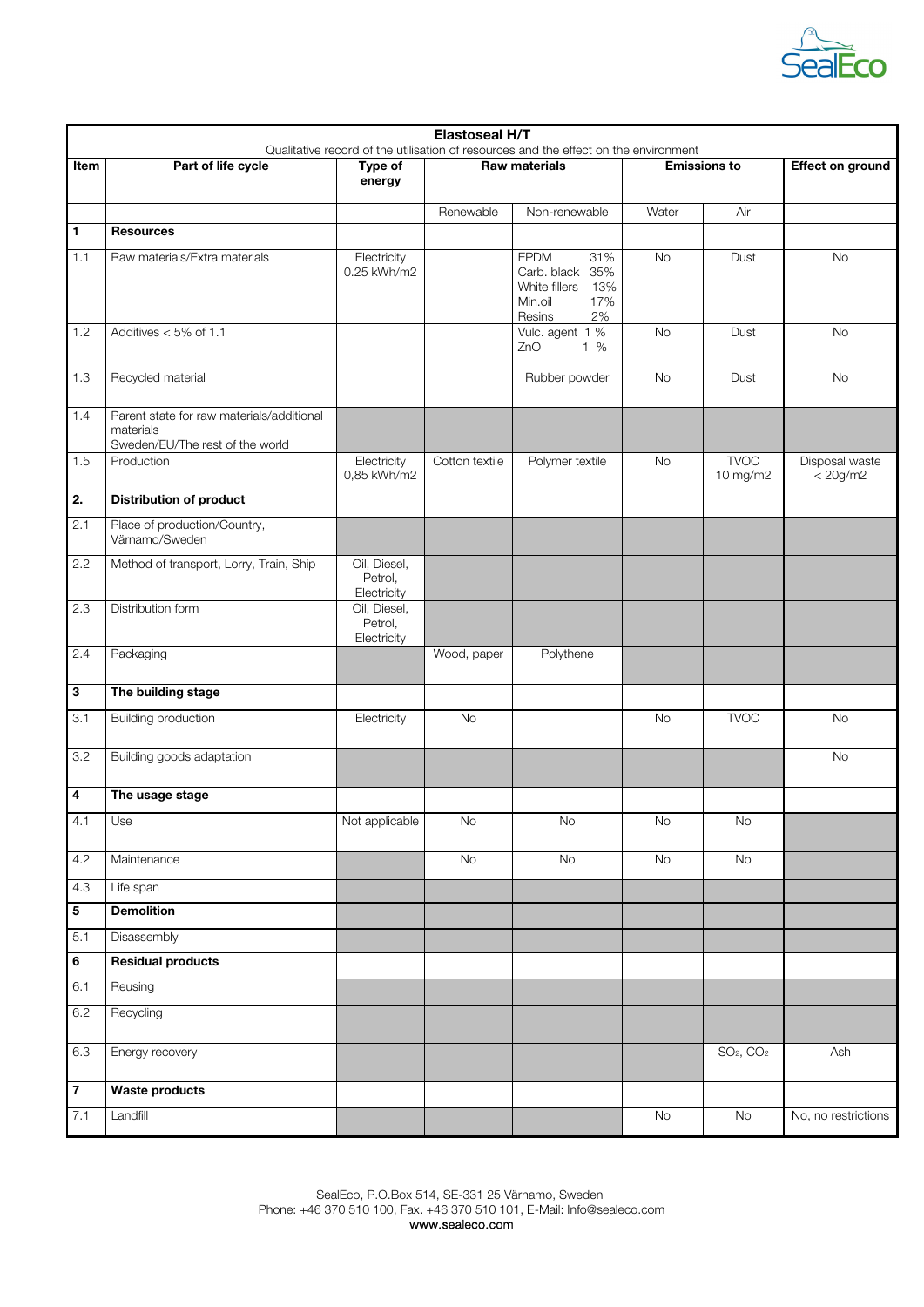| Elastoseal H/T | | | | | | | |
|---|---|---|---|---|---|---|---|
| Qualitative record of the utilisation of resources and the effect on the environment | | | | | | | |
| **Item** | **Part of life cycle** | **Type of energy** | **Raw materials** | | **Emissions to** | | **Effect on ground** |
| | | | Renewable | Non-renewable | Water | Air | |
| **1** | **Resources** | | | | | | |
| 1.1 | Raw materials/Extra materials | Electricity 0.25 kWh/m2 | | EPDM 31% Carb. black 35% White fillers 13% Min.oil 17% Resins 2% | No | Dust | No |
| 1.2 | Additives < 5% of 1.1 | | | Vulc. agent 1 % ZnO 1 % | No | Dust | No |
| 1.3 | Recycled material | | | Rubber powder | No | Dust | No |
| 1.4 | Parent state for raw materials/additional materials Sweden/EU/The rest of the world | | | | | | |
| 1.5 | Production | Electricity 0,85 kWh/m2 | Cotton textile | Polymer textile | No | TVOC 10 mg/m2 | Disposal waste < 20g/m2 |
| **2.** | **Distribution of product** | | | | | | |
| 2.1 | Place of production/Country, Värnamo/Sweden | | | | | | |
| 2.2 | Method of transport, Lorry, Train, Ship | Oil, Diesel, Petrol, Electricity | | | | | |
| 2.3 | Distribution form | Oil, Diesel, Petrol, Electricity | | | | | |
| 2.4 | Packaging | | Wood, paper | Polythene | | | |
| **3** | **The building stage** | | | | | | |
| 3.1 | Building production | Electricity | No | | No | TVOC | No |
| 3.2 | Building goods adaptation | | | | | | No |
| **4** | **The usage stage** | | | | | | |
| 4.1 | Use | Not applicable | No | No | No | No | |
| 4.2 | Maintenance | | No | No | No | No | |
| 4.3 | Life span | | | | | | |
| **5** | **Demolition** | | | | | | |
| 5.1 | Disassembly | | | | | | |
| **6** | **Residual products** | | | | | | |
| 6.1 | Reusing | | | | | | |
| 6.2 | Recycling | | | | | | |
| 6.3 | Energy recovery | | | | | $SO_2$, $CO_2$ | Ash |
| **7** | **Waste products** | | | | | | |
| 7.1 | Landfill | | | | No | No | No, no restrictions |

SealEco, P.O.Box 514, SE-331 25 Värnamo, Sweden
Phone: +46 370 510 100, Fax. +46 370 510 101, E-Mail: Info@sealeco.com
www.sealeco.com